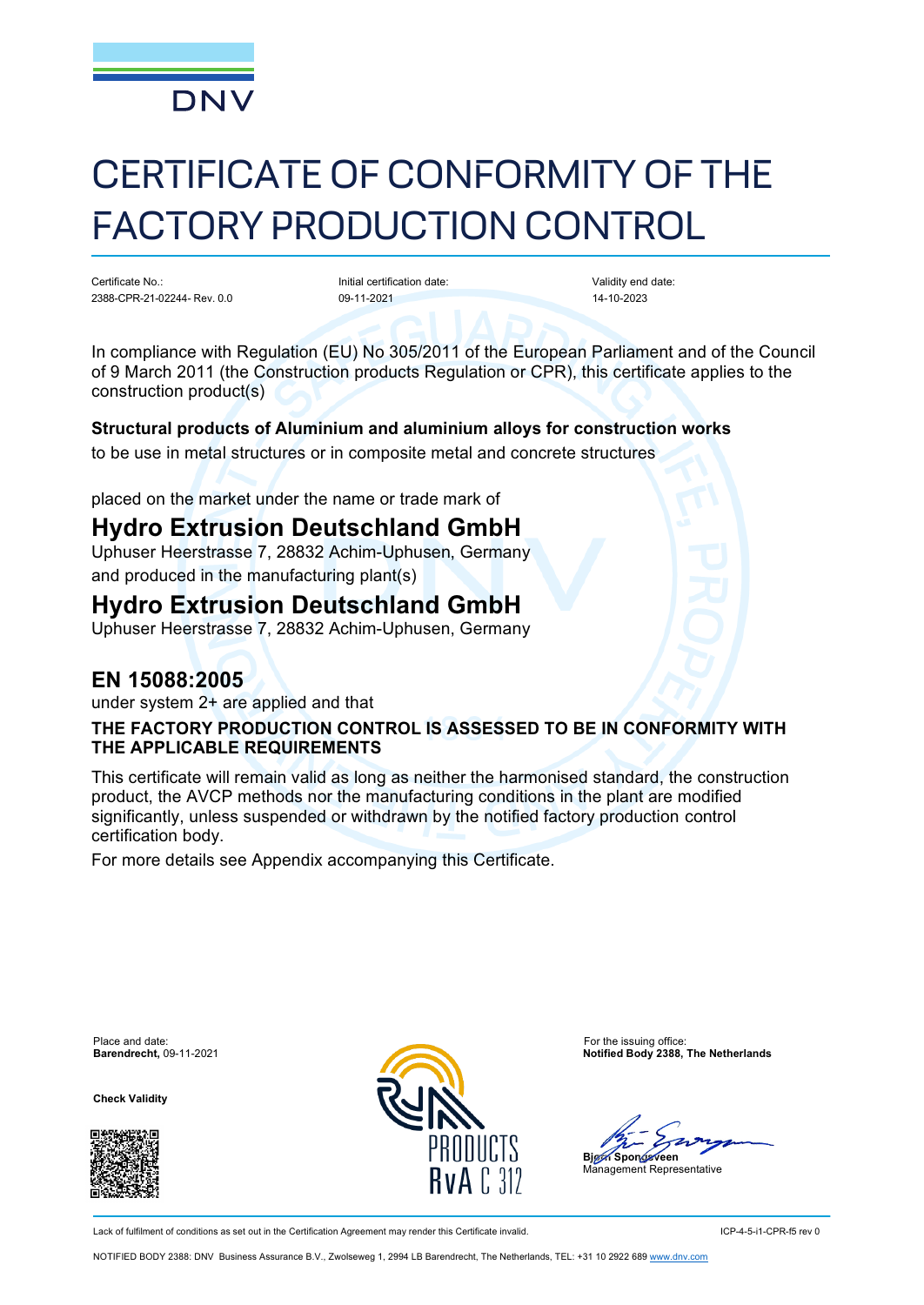DNV

# CERTIFICATE OF CONFORMITY OF THE FACTORY PRODUCTION CONTROL

| Certificate No.: | Initial certification date: | Validity end date: |
| --- | --- | --- |
| 2388-CPR-21-02244- Rev. 0.0 | 09-11-2021 | 14-10-2023 |

In compliance with Regulation (EU) No 305/2011 of the European Parliament and of the Council of 9 March 2011 (the Construction products Regulation or CPR), this certificate applies to the construction product(s)

**Structural products of Aluminium and aluminium alloys for construction works**

to be use in metal structures or in composite metal and concrete structures

placed on the market under the name or trade mark of

## Hydro Extrusion Deutschland GmbH

Uphuser Heerstrasse 7, 28832 Achim-Uphusen, Germany

and produced in the manufacturing plant(s)

## Hydro Extrusion Deutschland GmbH

Uphuser Heerstrasse 7, 28832 Achim-Uphusen, Germany

## EN 15088:2005

under system 2+ are applied and that

**THE FACTORY PRODUCTION CONTROL IS ASSESSED TO BE IN CONFORMITY WITH THE APPLICABLE REQUIREMENTS**

This certificate will remain valid as long as neither the harmonised standard, the construction product, the AVCP methods nor the manufacturing conditions in the plant are modified significantly, unless suspended or withdrawn by the notified factory production control certification body.

For more details see Appendix accompanying this Certificate.

Place and date:
**Barendrecht,** 09-11-2021

**Check Validity**

RvA C 312

For the issuing office:
**Notified Body 2388, The Netherlands**

**Bjørn Spongsveen**
Management Representative

Lack of fulfilment of conditions as set out in the Certification Agreement may render this Certificate invalid.

ICP-4-5-i1-CPR-f5 rev 0

NOTIFIED BODY 2388: DNV Business Assurance B.V., Zwolseweg 1, 2994 LB Barendrecht, The Netherlands, TEL: +31 10 2922 689 www.dnv.com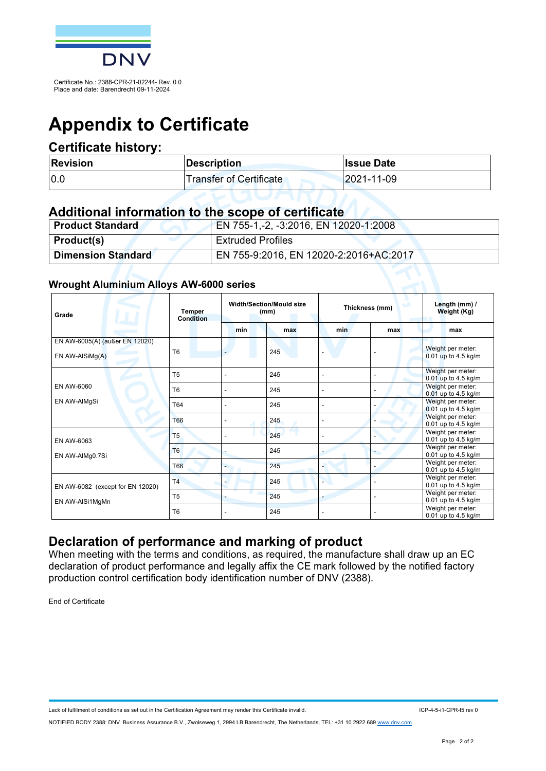Certificate No.: 2388-CPR-21-02244- Rev. 0.0
Place and date: Barendrecht 09-11-2024

# Appendix to Certificate

## Certificate history:

| Revision | Description | Issue Date |
|---|---|---|
| 0.0 | Transfer of Certificate | 2021-11-09 |

## Additional information to the scope of certificate

| | |
|---|---|
| **Product Standard** | EN 755-1,-2, -3:2016, EN 12020-1:2008 |
| **Product(s)** | Extruded Profiles |
| **Dimension Standard** | EN 755-9:2016, EN 12020-2:2016+AC:2017 |

### Wrought Aluminium Alloys AW-6000 series

| Grade | Temper Condition | Width/Section/Mould size (mm) | | Thickness (mm) | | Length (mm) / Weight (Kg) |
|---|---|---|---|---|---|---|
| | | min | max | min | max | max |
| EN AW-6005(A) (außer EN 12020) EN AW-AlSiMg(A) | T6 | - | 245 | - | - | Weight per meter: 0.01 up to 4.5 kg/m |
| EN AW-6060 EN AW-AlMgSi | T5 | - | 245 | - | - | Weight per meter: 0.01 up to 4.5 kg/m |
| | T6 | - | 245 | - | - | Weight per meter: 0.01 up to 4.5 kg/m |
| | T64 | - | 245 | - | - | Weight per meter: 0.01 up to 4.5 kg/m |
| | T66 | - | 245 | - | - | Weight per meter: 0.01 up to 4.5 kg/m |
| EN AW-6063 EN AW-AlMg0.7Si | T5 | - | 245 | - | - | Weight per meter: 0.01 up to 4.5 kg/m |
| | T6 | - | 245 | - | - | Weight per meter: 0.01 up to 4.5 kg/m |
| | T66 | - | 245 | - | - | Weight per meter: 0.01 up to 4.5 kg/m |
| EN AW-6082 (except for EN 12020) EN AW-AlSi1MgMn | T4 | - | 245 | - | - | Weight per meter: 0.01 up to 4.5 kg/m |
| | T5 | - | 245 | - | - | Weight per meter: 0.01 up to 4.5 kg/m |
| | T6 | - | 245 | - | - | Weight per meter: 0.01 up to 4.5 kg/m |

## Declaration of performance and marking of product

When meeting with the terms and conditions, as required, the manufacture shall draw up an EC declaration of product performance and legally affix the CE mark followed by the notified factory production control certification body identification number of DNV (2388).

End of Certificate

Lack of fulfilment of conditions as set out in the Certification Agreement may render this Certificate invalid.

ICP-4-5-i1-CPR-f5 rev 0

NOTIFIED BODY 2388: DNV Business Assurance B.V., Zwolseweg 1, 2994 LB Barendrecht, The Netherlands, TEL: +31 10 2922 689 www.dnv.com